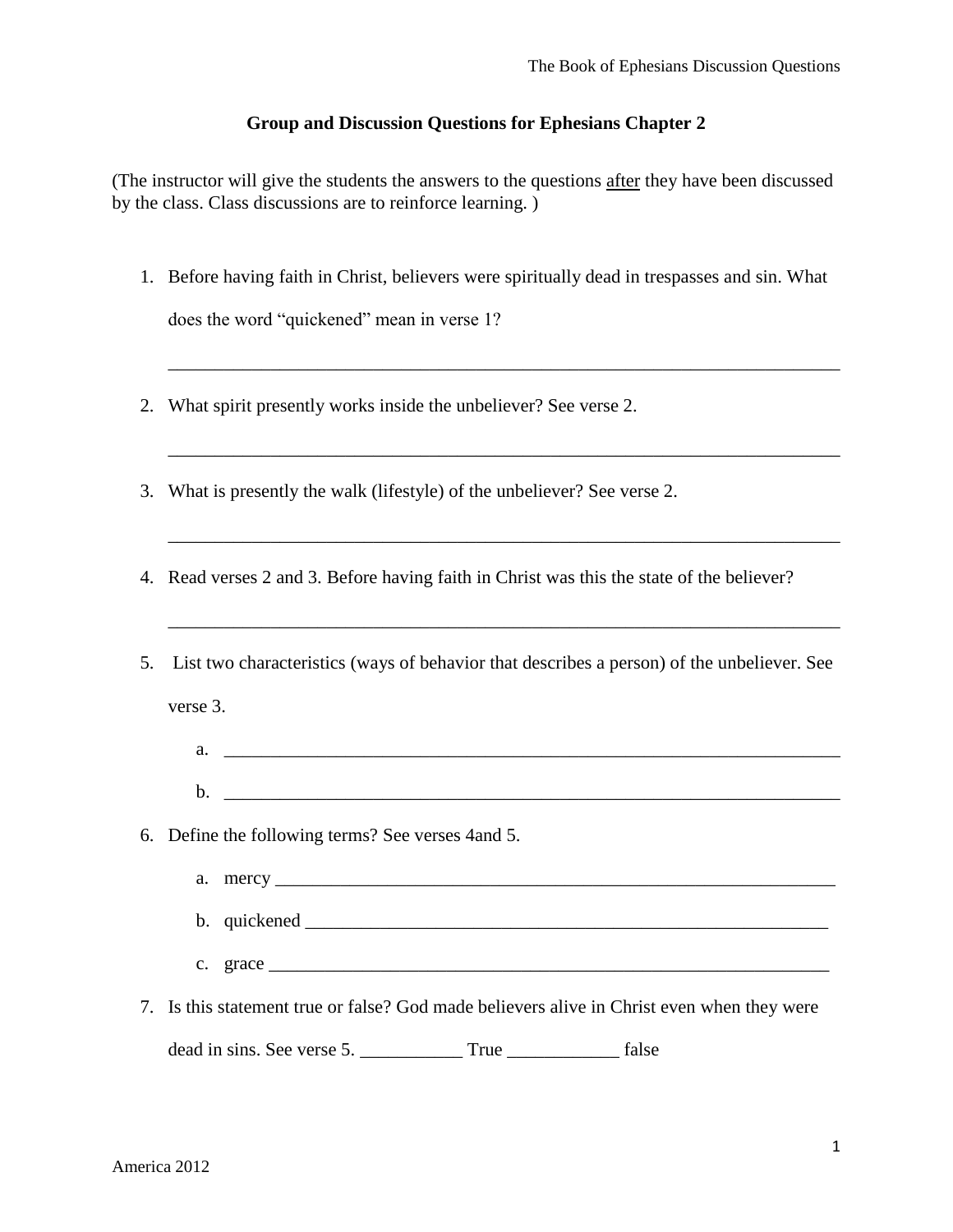## Group and Discussion Questions for Ephesians Chapter 2

(The instructor will give the students the answers to the questions <u>after</u> they have been discussed by the class. Class discussions are to reinforce learning. )

1. Before having faith in Christ, believers were spiritually dead in trespasses and sin. What does the word "quickened" mean in verse 1?

   ___________________________________________________________________________

2. What spirit presently works inside the unbeliever? See verse 2.

   ___________________________________________________________________________

3. What is presently the walk (lifestyle) of the unbeliever? See verse 2.

   ___________________________________________________________________________

4. Read verses 2 and 3. Before having faith in Christ was this the state of the believer?

   ___________________________________________________________________________

5. List two characteristics (ways of behavior that describes a person) of the unbeliever. See verse 3.

   a. _____________________________________________________________________
   b. _____________________________________________________________________

6. Define the following terms? See verses 4and 5.

   a. mercy ________________________________________________________________
   b. quickened _____________________________________________________________
   c. grace _________________________________________________________________

7. Is this statement true or false? God made believers alive in Christ even when they were dead in sins. See verse 5. ___________ True ____________ false

America 2012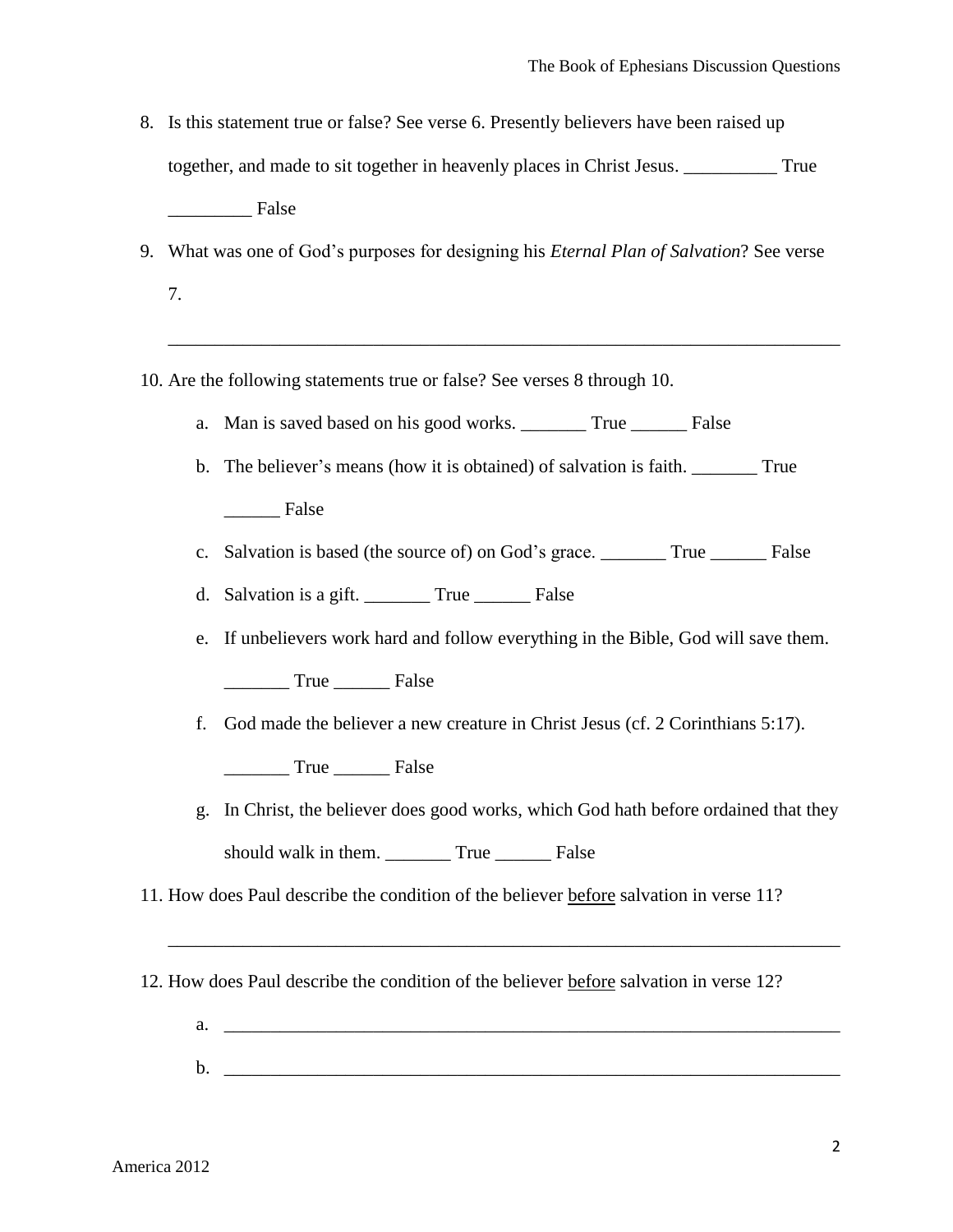8. Is this statement true or false? See verse 6. Presently believers have been raised up together, and made to sit together in heavenly places in Christ Jesus. __________ True _________ False

9. What was one of God's purposes for designing his *Eternal Plan of Salvation*? See verse 7.

   ___________________________________________________________________________

10. Are the following statements true or false? See verses 8 through 10.

    a. Man is saved based on his good works. _______ True ______ False

    b. The believer's means (how it is obtained) of salvation is faith. _______ True ______ False

    c. Salvation is based (the source of) on God's grace. _______ True ______ False

    d. Salvation is a gift. _______ True ______ False

    e. If unbelievers work hard and follow everything in the Bible, God will save them. _______ True ______ False

    f. God made the believer a new creature in Christ Jesus (cf. 2 Corinthians 5:17). _______ True ______ False

    g. In Christ, the believer does good works, which God hath before ordained that they should walk in them. _______ True ______ False

11. How does Paul describe the condition of the believer <u>before</u> salvation in verse 11?

    ___________________________________________________________________________

12. How does Paul describe the condition of the believer <u>before</u> salvation in verse 12?

    a. _______________________________________________________________________

    b. _______________________________________________________________________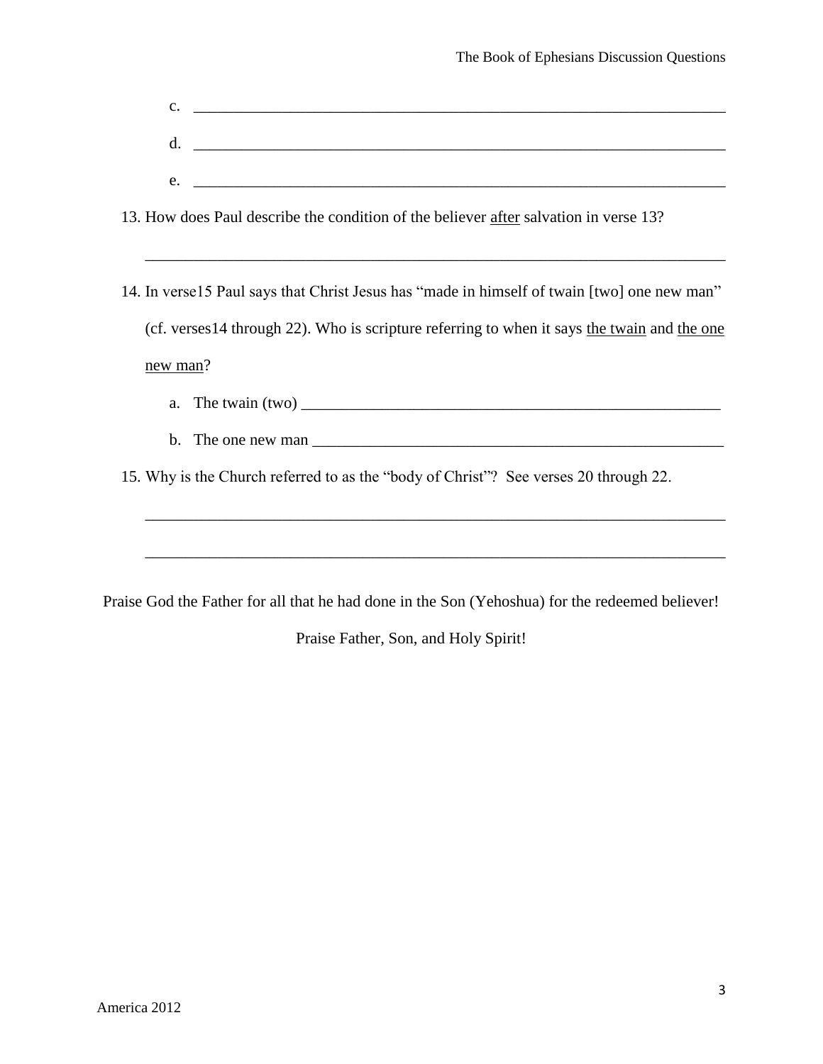c. ______________________________________________________________________

d. ______________________________________________________________________

e. ______________________________________________________________________

13. How does Paul describe the condition of the believer <u>after</u> salvation in verse 13?

___________________________________________________________________________

14. In verse15 Paul says that Christ Jesus has "made in himself of twain [two] one new man" (cf. verses14 through 22). Who is scripture referring to when it says <u>the twain</u> and <u>the one new man</u>?

    a. The twain (two) ________________________________________________________

    b. The one new man _______________________________________________________

15. Why is the Church referred to as the "body of Christ"? See verses 20 through 22.

___________________________________________________________________________

___________________________________________________________________________

Praise God the Father for all that he had done in the Son (Yehoshua) for the redeemed believer!

Praise Father, Son, and Holy Spirit!

America 2012